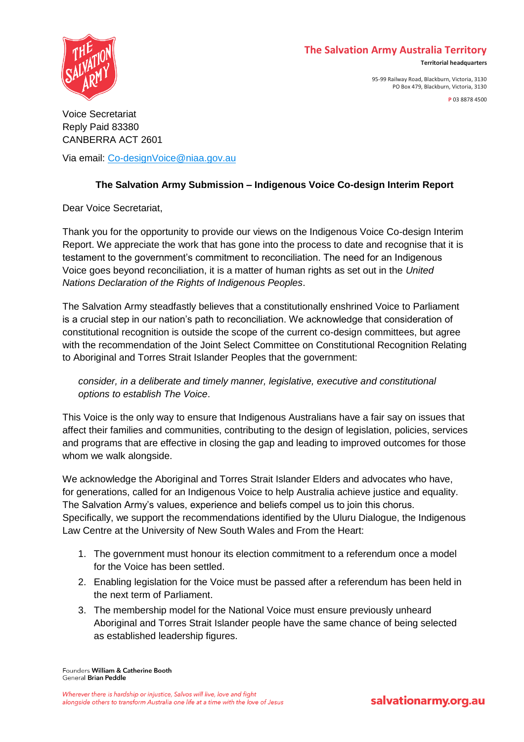**The Salvation Army Australia Territory**

**Territorial headquarters**

95-99 Railway Road, Blackburn, Victoria, 3130
PO Box 479, Blackburn, Victoria, 3130

**P** 03 8878 4500

Voice Secretariat
Reply Paid 83380
CANBERRA ACT 2601

Via email: Co-designVoice@niaa.gov.au

**The Salvation Army Submission – Indigenous Voice Co-design Interim Report**

Dear Voice Secretariat,

Thank you for the opportunity to provide our views on the Indigenous Voice Co-design Interim Report. We appreciate the work that has gone into the process to date and recognise that it is testament to the government's commitment to reconciliation. The need for an Indigenous Voice goes beyond reconciliation, it is a matter of human rights as set out in the *United Nations Declaration of the Rights of Indigenous Peoples*.

The Salvation Army steadfastly believes that a constitutionally enshrined Voice to Parliament is a crucial step in our nation's path to reconciliation. We acknowledge that consideration of constitutional recognition is outside the scope of the current co-design committees, but agree with the recommendation of the Joint Select Committee on Constitutional Recognition Relating to Aboriginal and Torres Strait Islander Peoples that the government:

> *consider, in a deliberate and timely manner, legislative, executive and constitutional options to establish The Voice*.

This Voice is the only way to ensure that Indigenous Australians have a fair say on issues that affect their families and communities, contributing to the design of legislation, policies, services and programs that are effective in closing the gap and leading to improved outcomes for those whom we walk alongside.

We acknowledge the Aboriginal and Torres Strait Islander Elders and advocates who have, for generations, called for an Indigenous Voice to help Australia achieve justice and equality. The Salvation Army's values, experience and beliefs compel us to join this chorus. Specifically, we support the recommendations identified by the Uluru Dialogue, the Indigenous Law Centre at the University of New South Wales and From the Heart:

1. The government must honour its election commitment to a referendum once a model for the Voice has been settled.
2. Enabling legislation for the Voice must be passed after a referendum has been held in the next term of Parliament.
3. The membership model for the National Voice must ensure previously unheard Aboriginal and Torres Strait Islander people have the same chance of being selected as established leadership figures.

Founders **William & Catherine Booth**
General **Brian Peddle**

*Wherever there is hardship or injustice, Salvos will live, love and fight alongside others to transform Australia one life at a time with the love of Jesus*

**salvationarmy.org.au**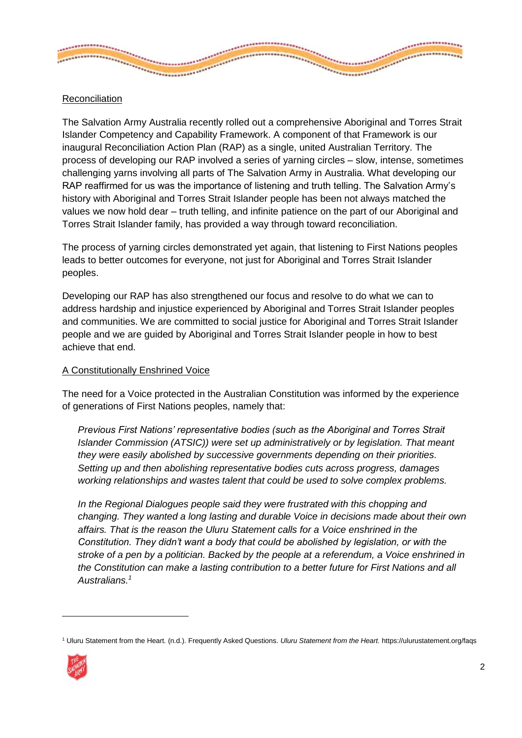## Reconciliation

The Salvation Army Australia recently rolled out a comprehensive Aboriginal and Torres Strait Islander Competency and Capability Framework. A component of that Framework is our inaugural Reconciliation Action Plan (RAP) as a single, united Australian Territory. The process of developing our RAP involved a series of yarning circles – slow, intense, sometimes challenging yarns involving all parts of The Salvation Army in Australia. What developing our RAP reaffirmed for us was the importance of listening and truth telling. The Salvation Army's history with Aboriginal and Torres Strait Islander people has been not always matched the values we now hold dear – truth telling, and infinite patience on the part of our Aboriginal and Torres Strait Islander family, has provided a way through toward reconciliation.

The process of yarning circles demonstrated yet again, that listening to First Nations peoples leads to better outcomes for everyone, not just for Aboriginal and Torres Strait Islander peoples.

Developing our RAP has also strengthened our focus and resolve to do what we can to address hardship and injustice experienced by Aboriginal and Torres Strait Islander peoples and communities. We are committed to social justice for Aboriginal and Torres Strait Islander people and we are guided by Aboriginal and Torres Strait Islander people in how to best achieve that end.

## A Constitutionally Enshrined Voice

The need for a Voice protected in the Australian Constitution was informed by the experience of generations of First Nations peoples, namely that:

> *Previous First Nations' representative bodies (such as the Aboriginal and Torres Strait Islander Commission (ATSIC)) were set up administratively or by legislation. That meant they were easily abolished by successive governments depending on their priorities. Setting up and then abolishing representative bodies cuts across progress, damages working relationships and wastes talent that could be used to solve complex problems.*
>
> *In the Regional Dialogues people said they were frustrated with this chopping and changing. They wanted a long lasting and durable Voice in decisions made about their own affairs. That is the reason the Uluru Statement calls for a Voice enshrined in the Constitution. They didn't want a body that could be abolished by legislation, or with the stroke of a pen by a politician. Backed by the people at a referendum, a Voice enshrined in the Constitution can make a lasting contribution to a better future for First Nations and all Australians.*[1]

---

[1] Uluru Statement from the Heart. (n.d.). Frequently Asked Questions. *Uluru Statement from the Heart.* https://ulurustatement.org/faqs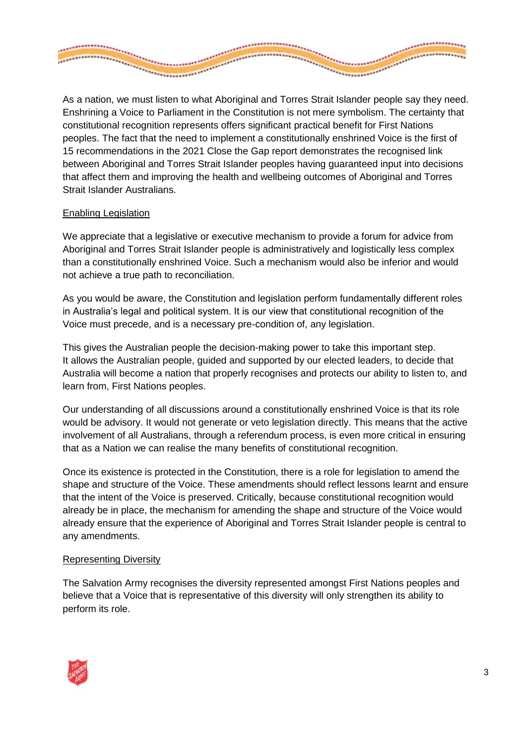As a nation, we must listen to what Aboriginal and Torres Strait Islander people say they need. Enshrining a Voice to Parliament in the Constitution is not mere symbolism. The certainty that constitutional recognition represents offers significant practical benefit for First Nations peoples. The fact that the need to implement a constitutionally enshrined Voice is the first of 15 recommendations in the 2021 Close the Gap report demonstrates the recognised link between Aboriginal and Torres Strait Islander peoples having guaranteed input into decisions that affect them and improving the health and wellbeing outcomes of Aboriginal and Torres Strait Islander Australians.

## Enabling Legislation

We appreciate that a legislative or executive mechanism to provide a forum for advice from Aboriginal and Torres Strait Islander people is administratively and logistically less complex than a constitutionally enshrined Voice. Such a mechanism would also be inferior and would not achieve a true path to reconciliation.

As you would be aware, the Constitution and legislation perform fundamentally different roles in Australia's legal and political system. It is our view that constitutional recognition of the Voice must precede, and is a necessary pre-condition of, any legislation.

This gives the Australian people the decision-making power to take this important step. It allows the Australian people, guided and supported by our elected leaders, to decide that Australia will become a nation that properly recognises and protects our ability to listen to, and learn from, First Nations peoples.

Our understanding of all discussions around a constitutionally enshrined Voice is that its role would be advisory. It would not generate or veto legislation directly. This means that the active involvement of all Australians, through a referendum process, is even more critical in ensuring that as a Nation we can realise the many benefits of constitutional recognition.

Once its existence is protected in the Constitution, there is a role for legislation to amend the shape and structure of the Voice. These amendments should reflect lessons learnt and ensure that the intent of the Voice is preserved. Critically, because constitutional recognition would already be in place, the mechanism for amending the shape and structure of the Voice would already ensure that the experience of Aboriginal and Torres Strait Islander people is central to any amendments.

## Representing Diversity

The Salvation Army recognises the diversity represented amongst First Nations peoples and believe that a Voice that is representative of this diversity will only strengthen its ability to perform its role.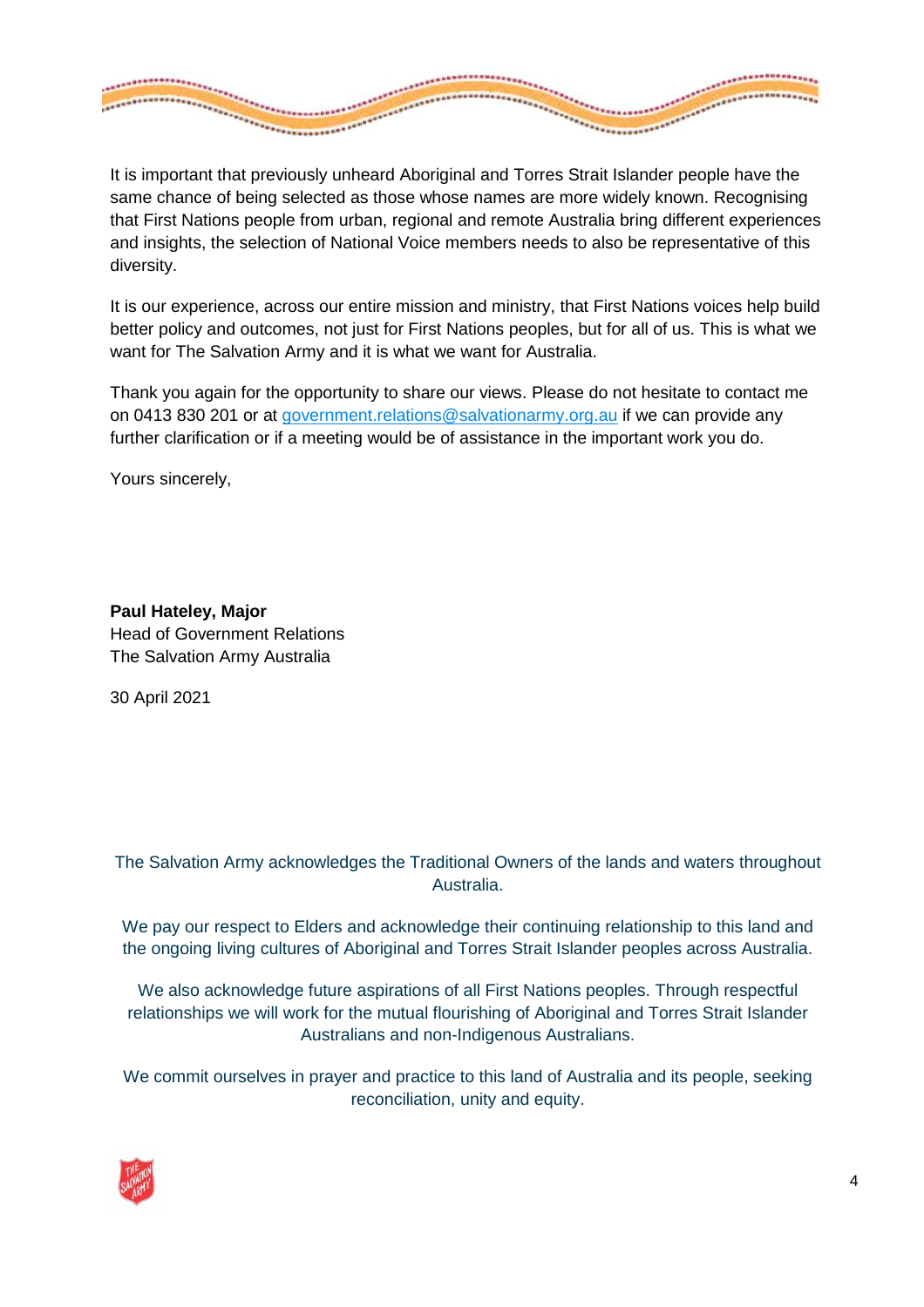It is important that previously unheard Aboriginal and Torres Strait Islander people have the same chance of being selected as those whose names are more widely known. Recognising that First Nations people from urban, regional and remote Australia bring different experiences and insights, the selection of National Voice members needs to also be representative of this diversity.

It is our experience, across our entire mission and ministry, that First Nations voices help build better policy and outcomes, not just for First Nations peoples, but for all of us. This is what we want for The Salvation Army and it is what we want for Australia.

Thank you again for the opportunity to share our views. Please do not hesitate to contact me on 0413 830 201 or at government.relations@salvationarmy.org.au if we can provide any further clarification or if a meeting would be of assistance in the important work you do.

Yours sincerely,

**Paul Hateley, Major**
Head of Government Relations
The Salvation Army Australia

30 April 2021

The Salvation Army acknowledges the Traditional Owners of the lands and waters throughout Australia.

We pay our respect to Elders and acknowledge their continuing relationship to this land and the ongoing living cultures of Aboriginal and Torres Strait Islander peoples across Australia.

We also acknowledge future aspirations of all First Nations peoples. Through respectful relationships we will work for the mutual flourishing of Aboriginal and Torres Strait Islander Australians and non-Indigenous Australians.

We commit ourselves in prayer and practice to this land of Australia and its people, seeking reconciliation, unity and equity.